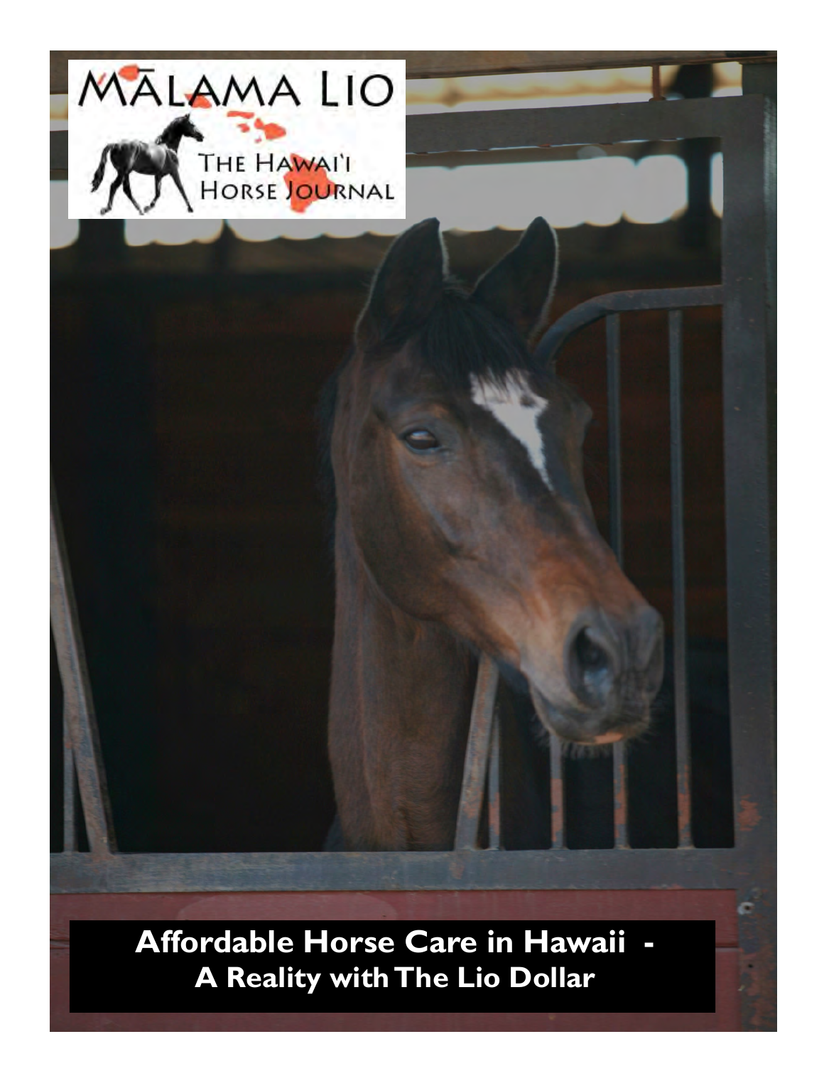# MĀLAMA LIO

## THE HAWAI'I HORSE JOURNAL

**Affordable Horse Care in Hawaii - A Reality with The Lio Dollar**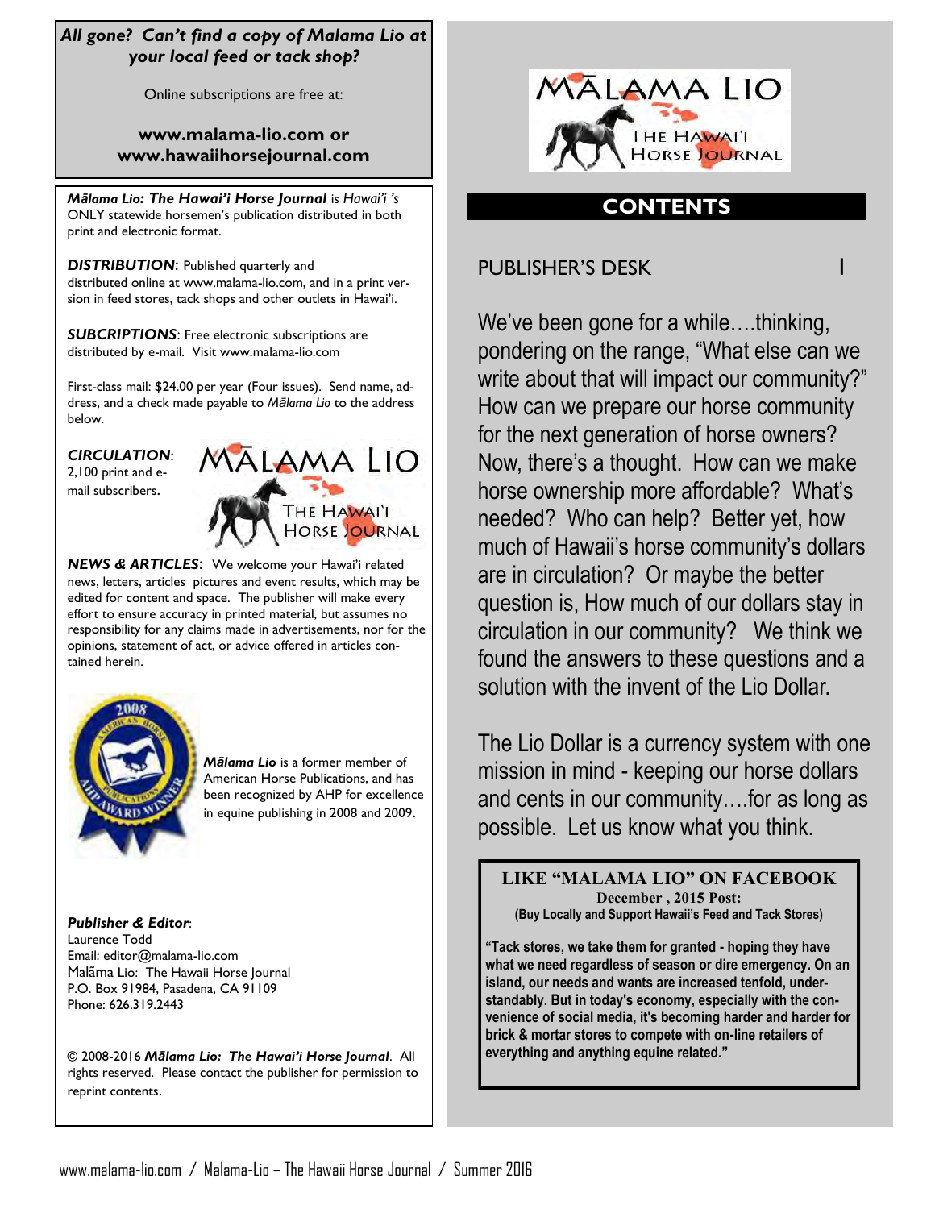***All gone? Can't find a copy of Malama Lio at your local feed or tack shop?***

Online subscriptions are free at:

**www.malama-lio.com or www.hawaiihorsejournal.com**

***Mālama Lio: The Hawai'i Horse Journal*** is *Hawai'i 's* ONLY statewide horsemen's publication distributed in both print and electronic format.

***DISTRIBUTION***: Published quarterly and distributed online at www.malama-lio.com, and in a print version in feed stores, tack shops and other outlets in Hawai'i.

***SUBCRIPTIONS***: Free electronic subscriptions are distributed by e-mail. Visit www.malama-lio.com

First-class mail: $24.00 per year (Four issues). Send name, address, and a check made payable to *Mālama Lio* to the address below.

***CIRCULATION***: 2,100 print and e-mail subscribers.

MĀLAMA LIO
THE HAWAI'I HORSE JOURNAL

***NEWS & ARTICLES***: We welcome your Hawai'i related news, letters, articles pictures and event results, which may be edited for content and space. The publisher will make every effort to ensure accuracy in printed material, but assumes no responsibility for any claims made in advertisements, nor for the opinions, statement of act, or advice offered in articles contained herein.

***Mālama Lio*** is a former member of American Horse Publications, and has been recognized by AHP for excellence in equine publishing in 2008 and 2009.

***Publisher & Editor***:
Laurence Todd
Email: editor@malama-lio.com
Malāma Lio: The Hawaii Horse Journal
P.O. Box 91984, Pasadena, CA 91109
Phone: 626.319.2443

© 2008-2016 ***Mālama Lio: The Hawai'i Horse Journal***. All rights reserved. Please contact the publisher for permission to reprint contents.

MĀLAMA LIO
THE HAWAI'I HORSE JOURNAL

## CONTENTS

PUBLISHER'S DESK 1

We've been gone for a while….thinking, pondering on the range, "What else can we write about that will impact our community?" How can we prepare our horse community for the next generation of horse owners? Now, there's a thought. How can we make horse ownership more affordable? What's needed? Who can help? Better yet, how much of Hawaii's horse community's dollars are in circulation? Or maybe the better question is, How much of our dollars stay in circulation in our community? We think we found the answers to these questions and a solution with the invent of the Lio Dollar.

The Lio Dollar is a currency system with one mission in mind - keeping our horse dollars and cents in our community….for as long as possible. Let us know what you think.

**LIKE "MALAMA LIO" ON FACEBOOK**
**December , 2015 Post:**
**(Buy Locally and Support Hawaii's Feed and Tack Stores)**

**"Tack stores, we take them for granted - hoping they have what we need regardless of season or dire emergency. On an island, our needs and wants are increased tenfold, understandably. But in today's economy, especially with the convenience of social media, it's becoming harder and harder for brick & mortar stores to compete with on-line retailers of everything and anything equine related."**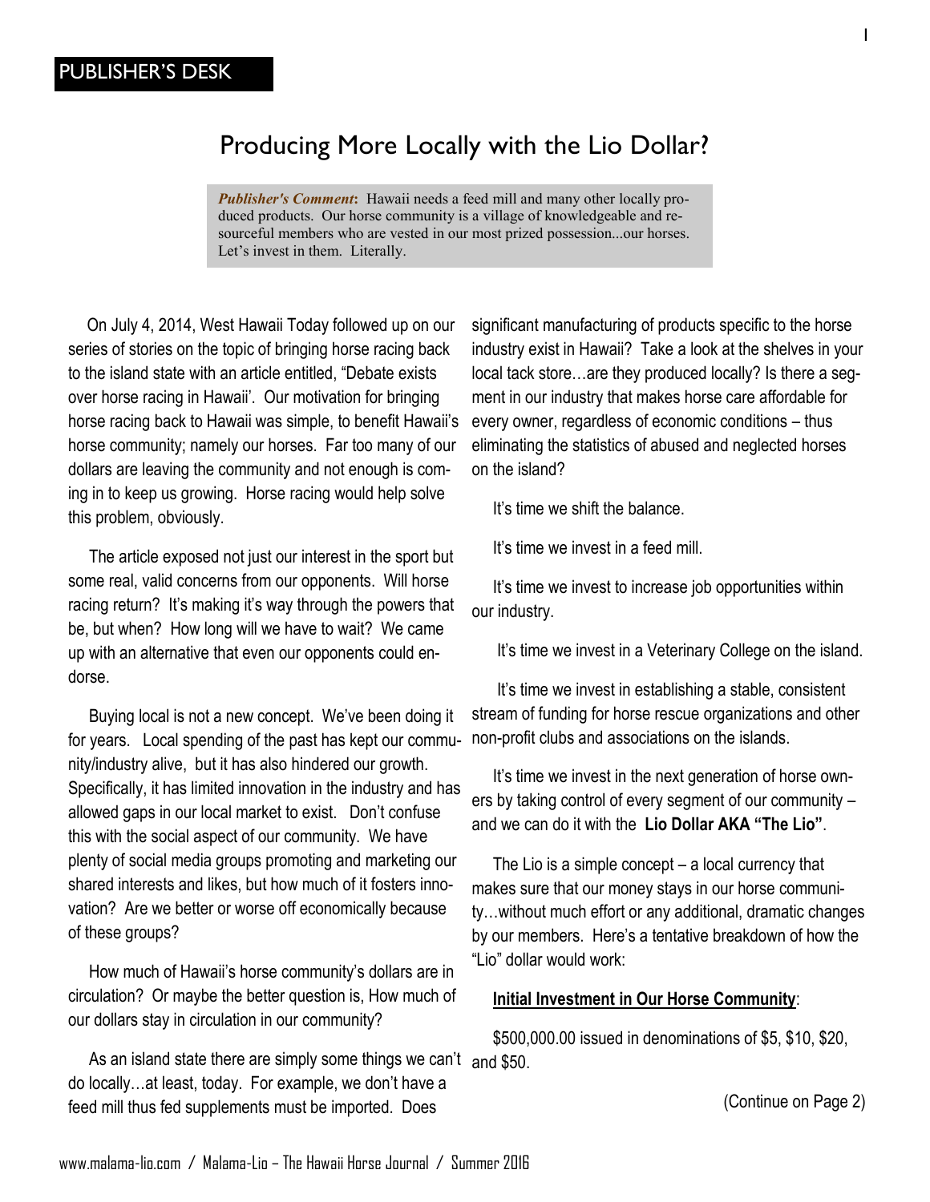PUBLISHER'S DESK

# Producing More Locally with the Lio Dollar?

> ***Publisher's Comment*:** Hawaii needs a feed mill and many other locally produced products. Our horse community is a village of knowledgeable and resourceful members who are vested in our most prized possession...our horses. Let's invest in them. Literally.

On July 4, 2014, West Hawaii Today followed up on our series of stories on the topic of bringing horse racing back to the island state with an article entitled, "Debate exists over horse racing in Hawaii'. Our motivation for bringing horse racing back to Hawaii was simple, to benefit Hawaii's horse community; namely our horses. Far too many of our dollars are leaving the community and not enough is coming in to keep us growing. Horse racing would help solve this problem, obviously.

The article exposed not just our interest in the sport but some real, valid concerns from our opponents. Will horse racing return? It's making it's way through the powers that be, but when? How long will we have to wait? We came up with an alternative that even our opponents could endorse.

Buying local is not a new concept. We've been doing it for years. Local spending of the past has kept our community/industry alive, but it has also hindered our growth. Specifically, it has limited innovation in the industry and has allowed gaps in our local market to exist. Don't confuse this with the social aspect of our community. We have plenty of social media groups promoting and marketing our shared interests and likes, but how much of it fosters innovation? Are we better or worse off economically because of these groups?

How much of Hawaii's horse community's dollars are in circulation? Or maybe the better question is, How much of our dollars stay in circulation in our community?

As an island state there are simply some things we can't do locally…at least, today. For example, we don't have a feed mill thus fed supplements must be imported. Does significant manufacturing of products specific to the horse industry exist in Hawaii? Take a look at the shelves in your local tack store…are they produced locally? Is there a segment in our industry that makes horse care affordable for every owner, regardless of economic conditions – thus eliminating the statistics of abused and neglected horses on the island?

It's time we shift the balance.

It's time we invest in a feed mill.

It's time we invest to increase job opportunities within our industry.

It's time we invest in a Veterinary College on the island.

It's time we invest in establishing a stable, consistent stream of funding for horse rescue organizations and other non-profit clubs and associations on the islands.

It's time we invest in the next generation of horse owners by taking control of every segment of our community – and we can do it with the **Lio Dollar AKA "The Lio"**.

The Lio is a simple concept – a local currency that makes sure that our money stays in our horse community…without much effort or any additional, dramatic changes by our members. Here's a tentative breakdown of how the "Lio" dollar would work:

**Initial Investment in Our Horse Community**:

$500,000.00 issued in denominations of $5, $10, $20, and $50.

(Continue on Page 2)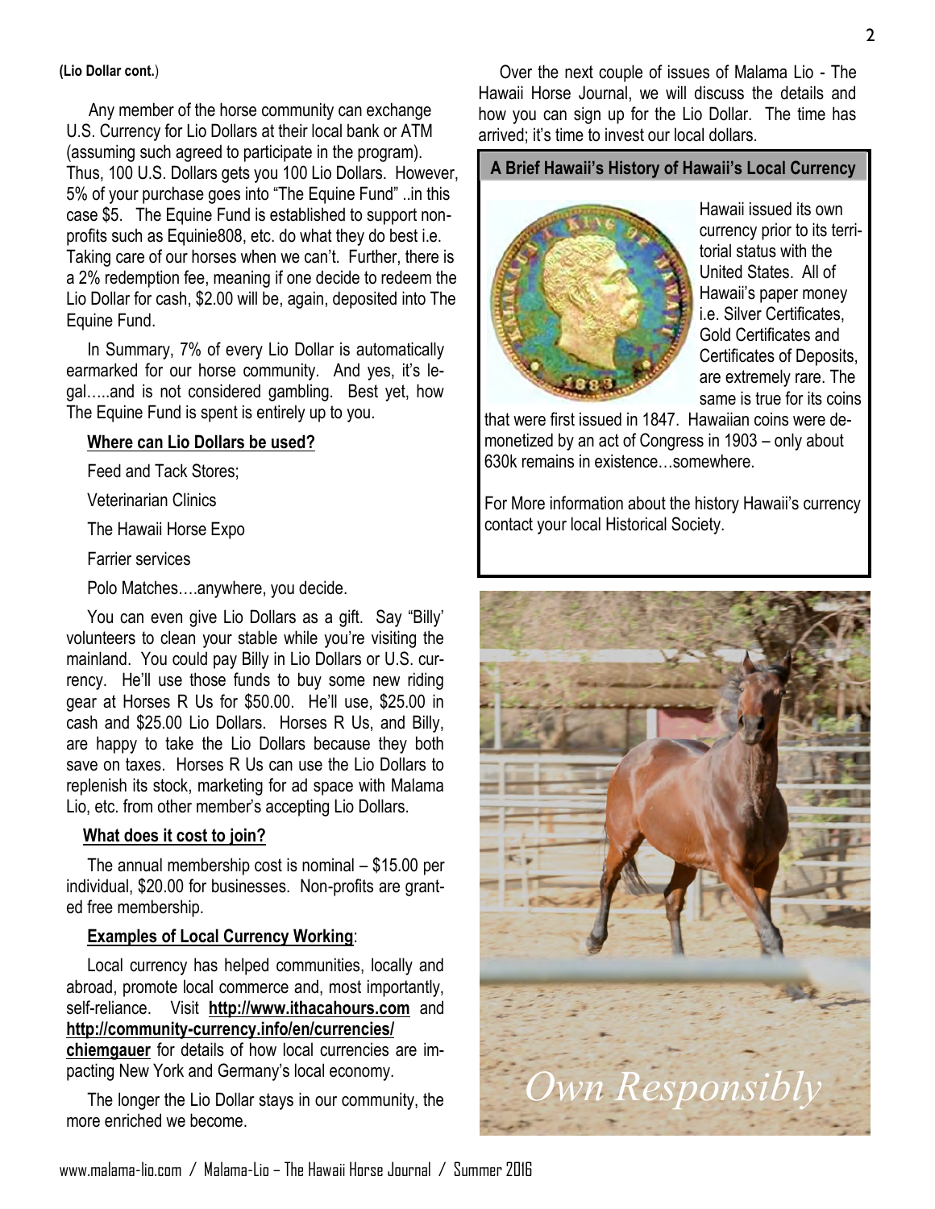**(Lio Dollar cont.)**

Any member of the horse community can exchange U.S. Currency for Lio Dollars at their local bank or ATM (assuming such agreed to participate in the program). Thus, 100 U.S. Dollars gets you 100 Lio Dollars. However, 5% of your purchase goes into "The Equine Fund" ..in this case $5. The Equine Fund is established to support non-profits such as Equinie808, etc. do what they do best i.e. Taking care of our horses when we can't. Further, there is a 2% redemption fee, meaning if one decide to redeem the Lio Dollar for cash, $2.00 will be, again, deposited into The Equine Fund.

In Summary, 7% of every Lio Dollar is automatically earmarked for our horse community. And yes, it's legal…..and is not considered gambling. Best yet, how The Equine Fund is spent is entirely up to you.

**Where can Lio Dollars be used?**

Feed and Tack Stores;

Veterinarian Clinics

The Hawaii Horse Expo

Farrier services

Polo Matches….anywhere, you decide.

You can even give Lio Dollars as a gift. Say "Billy' volunteers to clean your stable while you're visiting the mainland. You could pay Billy in Lio Dollars or U.S. currency. He'll use those funds to buy some new riding gear at Horses R Us for $50.00. He'll use, $25.00 in cash and $25.00 Lio Dollars. Horses R Us, and Billy, are happy to take the Lio Dollars because they both save on taxes. Horses R Us can use the Lio Dollars to replenish its stock, marketing for ad space with Malama Lio, etc. from other member's accepting Lio Dollars.

**What does it cost to join?**

The annual membership cost is nominal – $15.00 per individual, $20.00 for businesses. Non-profits are granted free membership.

**Examples of Local Currency Working**:

Local currency has helped communities, locally and abroad, promote local commerce and, most importantly, self-reliance. Visit **http://www.ithacahours.com** and **http://community-currency.info/en/currencies/chiemgauer** for details of how local currencies are impacting New York and Germany's local economy.

The longer the Lio Dollar stays in our community, the more enriched we become.

Over the next couple of issues of Malama Lio - The Hawaii Horse Journal, we will discuss the details and how you can sign up for the Lio Dollar. The time has arrived; it's time to invest our local dollars.

**A Brief Hawaii's History of Hawaii's Local Currency**

Hawaii issued its own currency prior to its territorial status with the United States. All of Hawaii's paper money i.e. Silver Certificates, Gold Certificates and Certificates of Deposits, are extremely rare. The same is true for its coins that were first issued in 1847. Hawaiian coins were demonetized by an act of Congress in 1903 – only about 630k remains in existence…somewhere.

For More information about the history Hawaii's currency contact your local Historical Society.

*Own Responsibly*